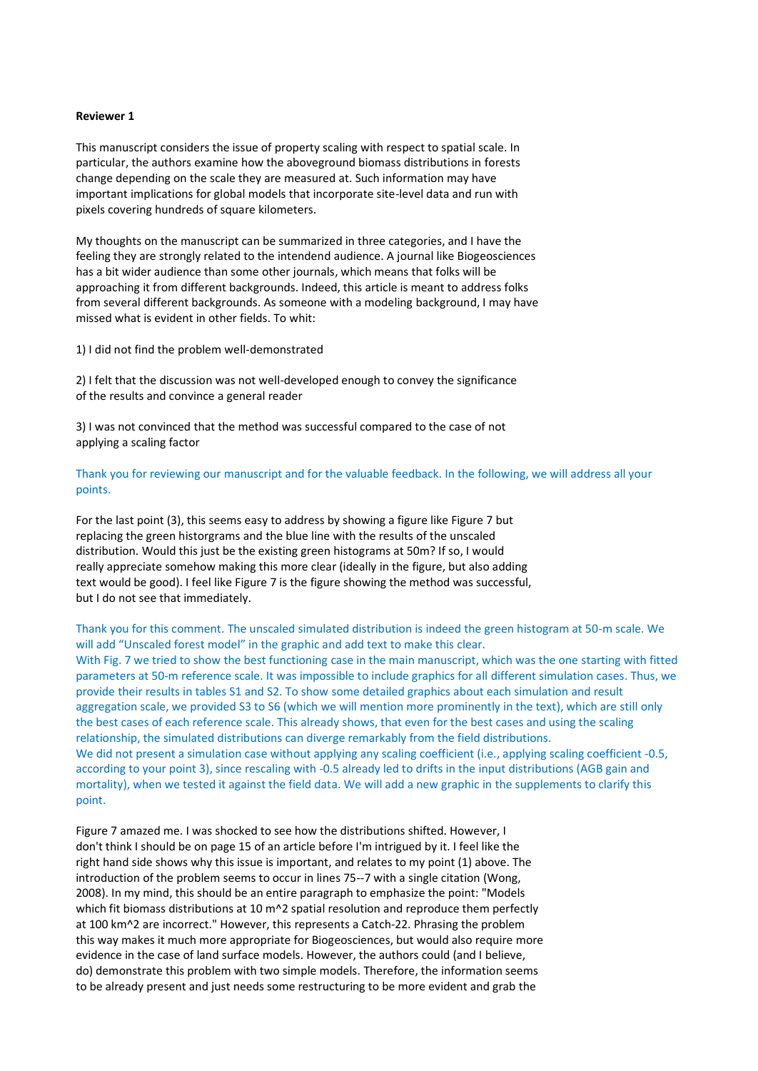**Reviewer 1**

This manuscript considers the issue of property scaling with respect to spatial scale. In particular, the authors examine how the aboveground biomass distributions in forests change depending on the scale they are measured at. Such information may have important implications for global models that incorporate site-level data and run with pixels covering hundreds of square kilometers.

My thoughts on the manuscript can be summarized in three categories, and I have the feeling they are strongly related to the intendend audience. A journal like Biogeosciences has a bit wider audience than some other journals, which means that folks will be approaching it from different backgrounds. Indeed, this article is meant to address folks from several different backgrounds. As someone with a modeling background, I may have missed what is evident in other fields. To whit:

1) I did not find the problem well-demonstrated

2) I felt that the discussion was not well-developed enough to convey the significance of the results and convince a general reader

3) I was not convinced that the method was successful compared to the case of not applying a scaling factor

Thank you for reviewing our manuscript and for the valuable feedback. In the following, we will address all your points.

For the last point (3), this seems easy to address by showing a figure like Figure 7 but replacing the green historgrams and the blue line with the results of the unscaled distribution. Would this just be the existing green histograms at 50m? If so, I would really appreciate somehow making this more clear (ideally in the figure, but also adding text would be good). I feel like Figure 7 is the figure showing the method was successful, but I do not see that immediately.

Thank you for this comment. The unscaled simulated distribution is indeed the green histogram at 50-m scale. We will add “Unscaled forest model” in the graphic and add text to make this clear.
With Fig. 7 we tried to show the best functioning case in the main manuscript, which was the one starting with fitted parameters at 50-m reference scale. It was impossible to include graphics for all different simulation cases. Thus, we provide their results in tables S1 and S2. To show some detailed graphics about each simulation and result aggregation scale, we provided S3 to S6 (which we will mention more prominently in the text), which are still only the best cases of each reference scale. This already shows, that even for the best cases and using the scaling relationship, the simulated distributions can diverge remarkably from the field distributions.
We did not present a simulation case without applying any scaling coefficient (i.e., applying scaling coefficient -0.5, according to your point 3), since rescaling with -0.5 already led to drifts in the input distributions (AGB gain and mortality), when we tested it against the field data. We will add a new graphic in the supplements to clarify this point.

Figure 7 amazed me. I was shocked to see how the distributions shifted. However, I don't think I should be on page 15 of an article before I'm intrigued by it. I feel like the right hand side shows why this issue is important, and relates to my point (1) above. The introduction of the problem seems to occur in lines 75--7 with a single citation (Wong, 2008). In my mind, this should be an entire paragraph to emphasize the point: "Models which fit biomass distributions at 10 m^2 spatial resolution and reproduce them perfectly at 100 km^2 are incorrect." However, this represents a Catch-22. Phrasing the problem this way makes it much more appropriate for Biogeosciences, but would also require more evidence in the case of land surface models. However, the authors could (and I believe, do) demonstrate this problem with two simple models. Therefore, the information seems to be already present and just needs some restructuring to be more evident and grab the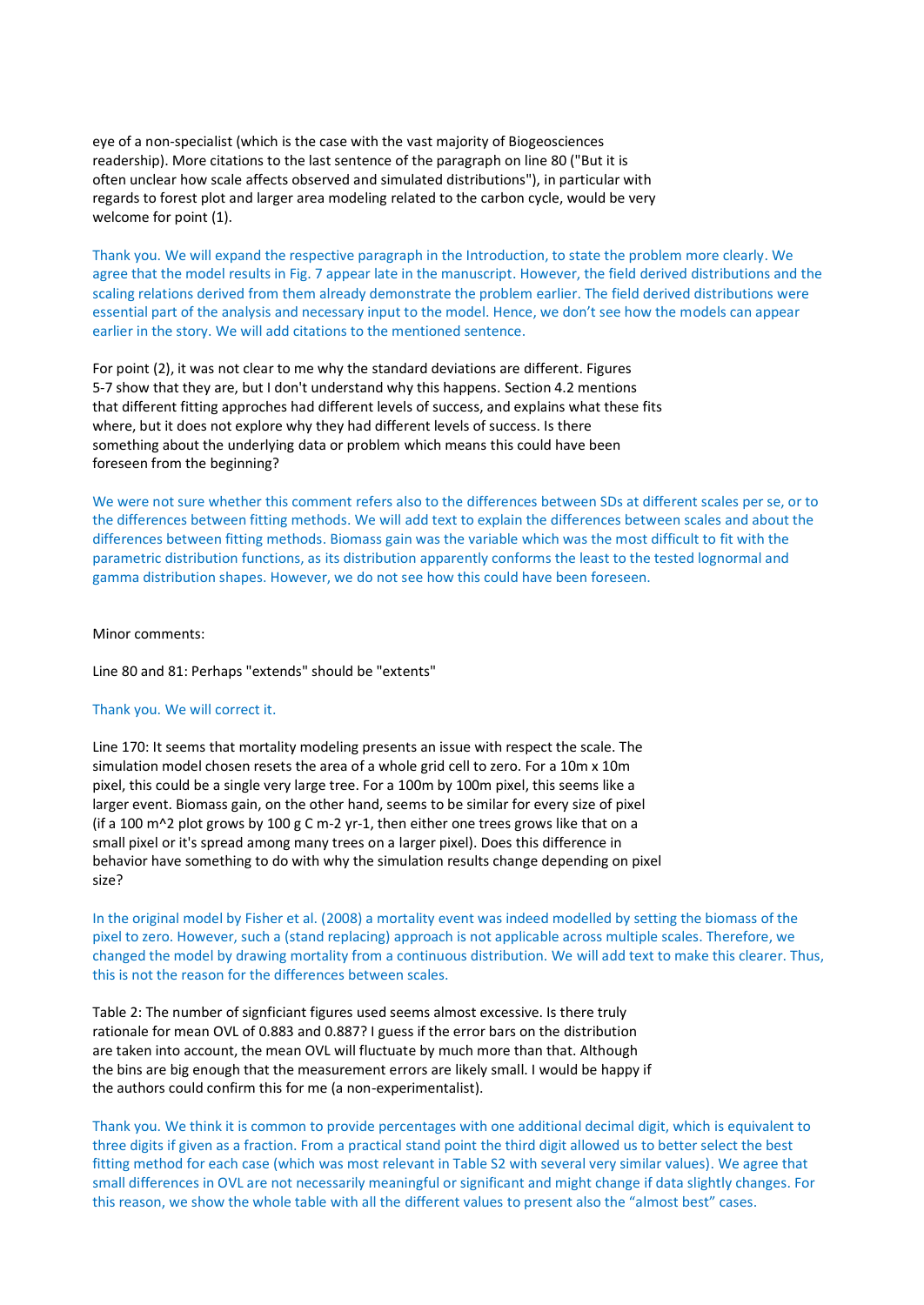eye of a non-specialist (which is the case with the vast majority of Biogeosciences readership). More citations to the last sentence of the paragraph on line 80 ("But it is often unclear how scale affects observed and simulated distributions"), in particular with regards to forest plot and larger area modeling related to the carbon cycle, would be very welcome for point (1).

Thank you. We will expand the respective paragraph in the Introduction, to state the problem more clearly. We agree that the model results in Fig. 7 appear late in the manuscript. However, the field derived distributions and the scaling relations derived from them already demonstrate the problem earlier. The field derived distributions were essential part of the analysis and necessary input to the model. Hence, we don't see how the models can appear earlier in the story. We will add citations to the mentioned sentence.

For point (2), it was not clear to me why the standard deviations are different. Figures 5-7 show that they are, but I don't understand why this happens. Section 4.2 mentions that different fitting approches had different levels of success, and explains what these fits where, but it does not explore why they had different levels of success. Is there something about the underlying data or problem which means this could have been foreseen from the beginning?

We were not sure whether this comment refers also to the differences between SDs at different scales per se, or to the differences between fitting methods. We will add text to explain the differences between scales and about the differences between fitting methods. Biomass gain was the variable which was the most difficult to fit with the parametric distribution functions, as its distribution apparently conforms the least to the tested lognormal and gamma distribution shapes. However, we do not see how this could have been foreseen.

Minor comments:

Line 80 and 81: Perhaps "extends" should be "extents"

Thank you. We will correct it.

Line 170: It seems that mortality modeling presents an issue with respect the scale. The simulation model chosen resets the area of a whole grid cell to zero. For a 10m x 10m pixel, this could be a single very large tree. For a 100m by 100m pixel, this seems like a larger event. Biomass gain, on the other hand, seems to be similar for every size of pixel (if a 100 m^2 plot grows by 100 g C m-2 yr-1, then either one trees grows like that on a small pixel or it's spread among many trees on a larger pixel). Does this difference in behavior have something to do with why the simulation results change depending on pixel size?

In the original model by Fisher et al. (2008) a mortality event was indeed modelled by setting the biomass of the pixel to zero. However, such a (stand replacing) approach is not applicable across multiple scales. Therefore, we changed the model by drawing mortality from a continuous distribution. We will add text to make this clearer. Thus, this is not the reason for the differences between scales.

Table 2: The number of signficiant figures used seems almost excessive. Is there truly rationale for mean OVL of 0.883 and 0.887? I guess if the error bars on the distribution are taken into account, the mean OVL will fluctuate by much more than that. Although the bins are big enough that the measurement errors are likely small. I would be happy if the authors could confirm this for me (a non-experimentalist).

Thank you. We think it is common to provide percentages with one additional decimal digit, which is equivalent to three digits if given as a fraction. From a practical stand point the third digit allowed us to better select the best fitting method for each case (which was most relevant in Table S2 with several very similar values). We agree that small differences in OVL are not necessarily meaningful or significant and might change if data slightly changes. For this reason, we show the whole table with all the different values to present also the "almost best" cases.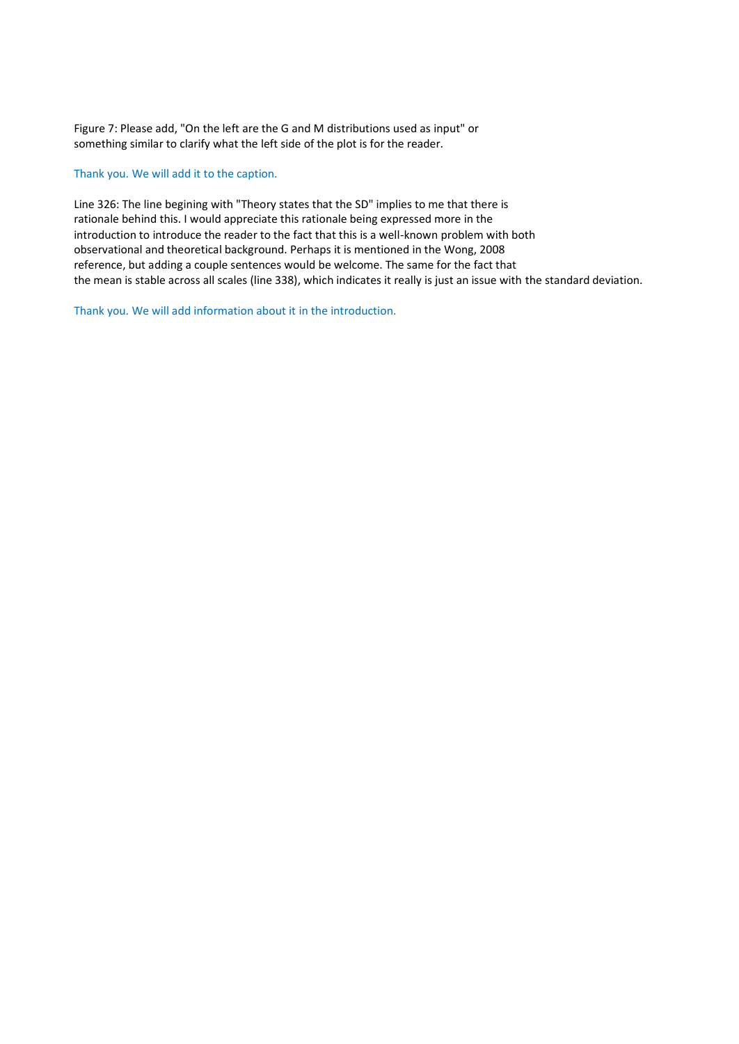Figure 7: Please add, "On the left are the G and M distributions used as input" or something similar to clarify what the left side of the plot is for the reader.

Thank you. We will add it to the caption.

Line 326: The line begining with "Theory states that the SD" implies to me that there is rationale behind this. I would appreciate this rationale being expressed more in the introduction to introduce the reader to the fact that this is a well-known problem with both observational and theoretical background. Perhaps it is mentioned in the Wong, 2008 reference, but adding a couple sentences would be welcome. The same for the fact that the mean is stable across all scales (line 338), which indicates it really is just an issue with the standard deviation.

Thank you. We will add information about it in the introduction.